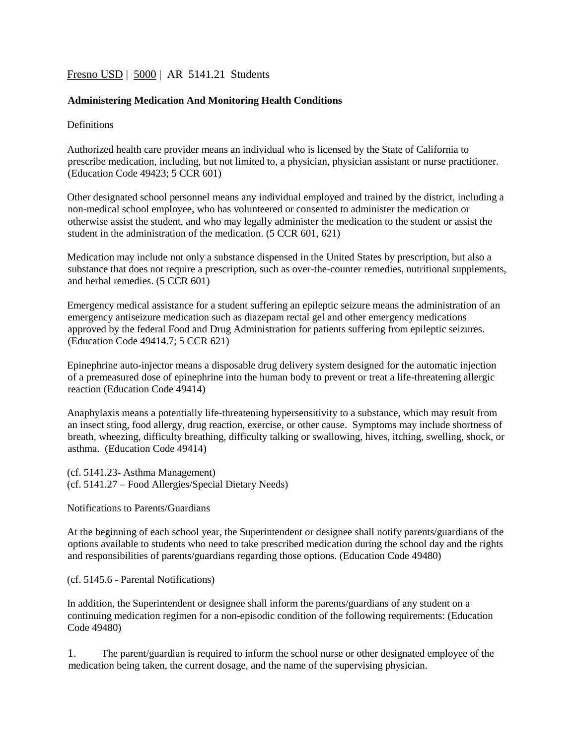Fresno USD | 5000 | AR 5141.21 Students

## Administering Medication And Monitoring Health Conditions

### Definitions

Authorized health care provider means an individual who is licensed by the State of California to prescribe medication, including, but not limited to, a physician, physician assistant or nurse practitioner. (Education Code 49423; 5 CCR 601)

Other designated school personnel means any individual employed and trained by the district, including a non-medical school employee, who has volunteered or consented to administer the medication or otherwise assist the student, and who may legally administer the medication to the student or assist the student in the administration of the medication. (5 CCR 601, 621)

Medication may include not only a substance dispensed in the United States by prescription, but also a substance that does not require a prescription, such as over-the-counter remedies, nutritional supplements, and herbal remedies. (5 CCR 601)

Emergency medical assistance for a student suffering an epileptic seizure means the administration of an emergency antiseizure medication such as diazepam rectal gel and other emergency medications approved by the federal Food and Drug Administration for patients suffering from epileptic seizures. (Education Code 49414.7; 5 CCR 621)

Epinephrine auto-injector means a disposable drug delivery system designed for the automatic injection of a premeasured dose of epinephrine into the human body to prevent or treat a life-threatening allergic reaction (Education Code 49414)

Anaphylaxis means a potentially life-threatening hypersensitivity to a substance, which may result from an insect sting, food allergy, drug reaction, exercise, or other cause. Symptoms may include shortness of breath, wheezing, difficulty breathing, difficulty talking or swallowing, hives, itching, swelling, shock, or asthma. (Education Code 49414)

(cf. 5141.23- Asthma Management)
(cf. 5141.27 – Food Allergies/Special Dietary Needs)

### Notifications to Parents/Guardians

At the beginning of each school year, the Superintendent or designee shall notify parents/guardians of the options available to students who need to take prescribed medication during the school day and the rights and responsibilities of parents/guardians regarding those options. (Education Code 49480)

(cf. 5145.6 - Parental Notifications)

In addition, the Superintendent or designee shall inform the parents/guardians of any student on a continuing medication regimen for a non-episodic condition of the following requirements: (Education Code 49480)

1. The parent/guardian is required to inform the school nurse or other designated employee of the medication being taken, the current dosage, and the name of the supervising physician.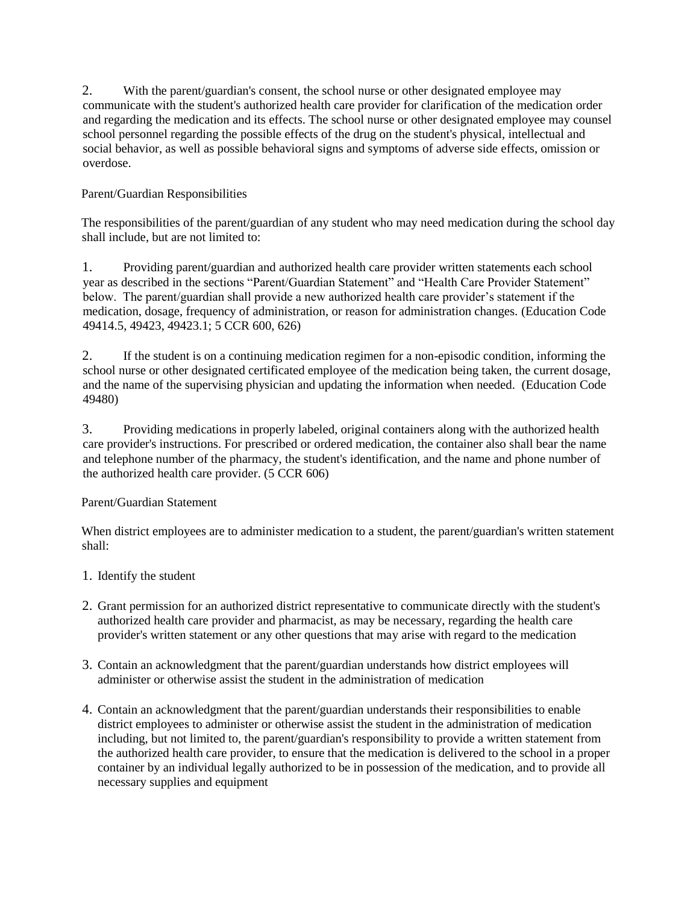2. With the parent/guardian's consent, the school nurse or other designated employee may communicate with the student's authorized health care provider for clarification of the medication order and regarding the medication and its effects. The school nurse or other designated employee may counsel school personnel regarding the possible effects of the drug on the student's physical, intellectual and social behavior, as well as possible behavioral signs and symptoms of adverse side effects, omission or overdose.

## Parent/Guardian Responsibilities

The responsibilities of the parent/guardian of any student who may need medication during the school day shall include, but are not limited to:

1. Providing parent/guardian and authorized health care provider written statements each school year as described in the sections "Parent/Guardian Statement" and "Health Care Provider Statement" below. The parent/guardian shall provide a new authorized health care provider's statement if the medication, dosage, frequency of administration, or reason for administration changes. (Education Code 49414.5, 49423, 49423.1; 5 CCR 600, 626)

2. If the student is on a continuing medication regimen for a non-episodic condition, informing the school nurse or other designated certificated employee of the medication being taken, the current dosage, and the name of the supervising physician and updating the information when needed. (Education Code 49480)

3. Providing medications in properly labeled, original containers along with the authorized health care provider's instructions. For prescribed or ordered medication, the container also shall bear the name and telephone number of the pharmacy, the student's identification, and the name and phone number of the authorized health care provider. (5 CCR 606)

## Parent/Guardian Statement

When district employees are to administer medication to a student, the parent/guardian's written statement shall:

1. Identify the student

2. Grant permission for an authorized district representative to communicate directly with the student's authorized health care provider and pharmacist, as may be necessary, regarding the health care provider's written statement or any other questions that may arise with regard to the medication

3. Contain an acknowledgment that the parent/guardian understands how district employees will administer or otherwise assist the student in the administration of medication

4. Contain an acknowledgment that the parent/guardian understands their responsibilities to enable district employees to administer or otherwise assist the student in the administration of medication including, but not limited to, the parent/guardian's responsibility to provide a written statement from the authorized health care provider, to ensure that the medication is delivered to the school in a proper container by an individual legally authorized to be in possession of the medication, and to provide all necessary supplies and equipment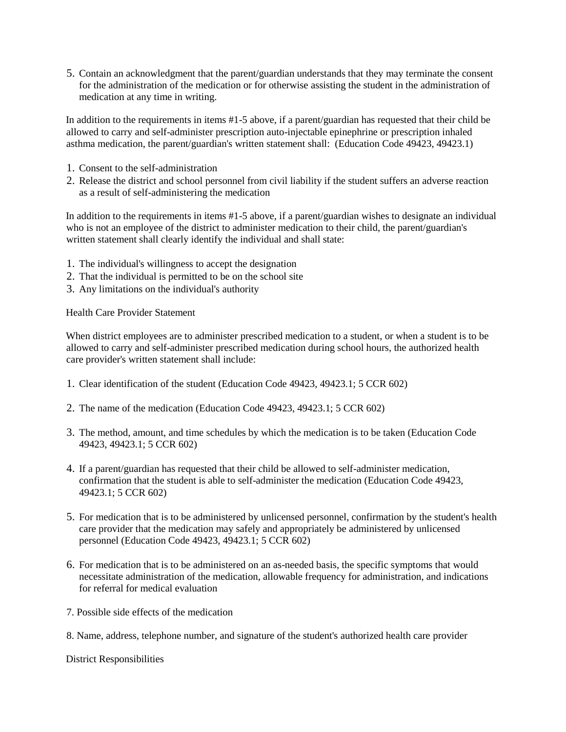5. Contain an acknowledgment that the parent/guardian understands that they may terminate the consent for the administration of the medication or for otherwise assisting the student in the administration of medication at any time in writing.

In addition to the requirements in items #1-5 above, if a parent/guardian has requested that their child be allowed to carry and self-administer prescription auto-injectable epinephrine or prescription inhaled asthma medication, the parent/guardian's written statement shall: (Education Code 49423, 49423.1)

1. Consent to the self-administration
2. Release the district and school personnel from civil liability if the student suffers an adverse reaction as a result of self-administering the medication

In addition to the requirements in items #1-5 above, if a parent/guardian wishes to designate an individual who is not an employee of the district to administer medication to their child, the parent/guardian's written statement shall clearly identify the individual and shall state:

1. The individual's willingness to accept the designation
2. That the individual is permitted to be on the school site
3. Any limitations on the individual's authority

Health Care Provider Statement

When district employees are to administer prescribed medication to a student, or when a student is to be allowed to carry and self-administer prescribed medication during school hours, the authorized health care provider's written statement shall include:

1. Clear identification of the student (Education Code 49423, 49423.1; 5 CCR 602)

2. The name of the medication (Education Code 49423, 49423.1; 5 CCR 602)

3. The method, amount, and time schedules by which the medication is to be taken (Education Code 49423, 49423.1; 5 CCR 602)

4. If a parent/guardian has requested that their child be allowed to self-administer medication, confirmation that the student is able to self-administer the medication (Education Code 49423, 49423.1; 5 CCR 602)

5. For medication that is to be administered by unlicensed personnel, confirmation by the student's health care provider that the medication may safely and appropriately be administered by unlicensed personnel (Education Code 49423, 49423.1; 5 CCR 602)

6. For medication that is to be administered on an as-needed basis, the specific symptoms that would necessitate administration of the medication, allowable frequency for administration, and indications for referral for medical evaluation

7. Possible side effects of the medication

8. Name, address, telephone number, and signature of the student's authorized health care provider

District Responsibilities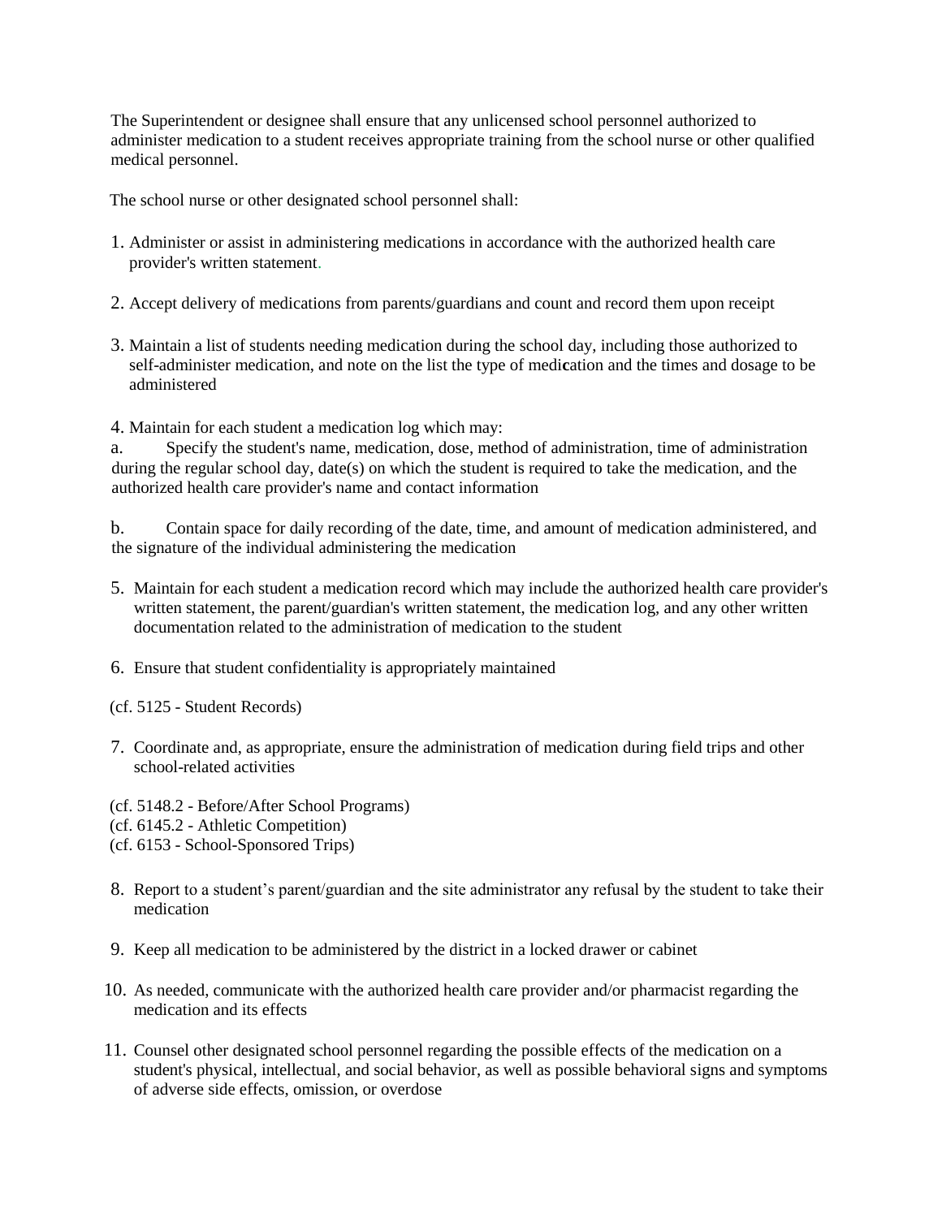The Superintendent or designee shall ensure that any unlicensed school personnel authorized to administer medication to a student receives appropriate training from the school nurse or other qualified medical personnel.

The school nurse or other designated school personnel shall:

1. Administer or assist in administering medications in accordance with the authorized health care provider's written statement.

2. Accept delivery of medications from parents/guardians and count and record them upon receipt

3. Maintain a list of students needing medication during the school day, including those authorized to self-administer medication, and note on the list the type of medication and the times and dosage to be administered

4. Maintain for each student a medication log which may:

   a. Specify the student's name, medication, dose, method of administration, time of administration during the regular school day, date(s) on which the student is required to take the medication, and the authorized health care provider's name and contact information

   b. Contain space for daily recording of the date, time, and amount of medication administered, and the signature of the individual administering the medication

5. Maintain for each student a medication record which may include the authorized health care provider's written statement, the parent/guardian's written statement, the medication log, and any other written documentation related to the administration of medication to the student

6. Ensure that student confidentiality is appropriately maintained

(cf. 5125 - Student Records)

7. Coordinate and, as appropriate, ensure the administration of medication during field trips and other school-related activities

(cf. 5148.2 - Before/After School Programs)
(cf. 6145.2 - Athletic Competition)
(cf. 6153 - School-Sponsored Trips)

8. Report to a student's parent/guardian and the site administrator any refusal by the student to take their medication

9. Keep all medication to be administered by the district in a locked drawer or cabinet

10. As needed, communicate with the authorized health care provider and/or pharmacist regarding the medication and its effects

11. Counsel other designated school personnel regarding the possible effects of the medication on a student's physical, intellectual, and social behavior, as well as possible behavioral signs and symptoms of adverse side effects, omission, or overdose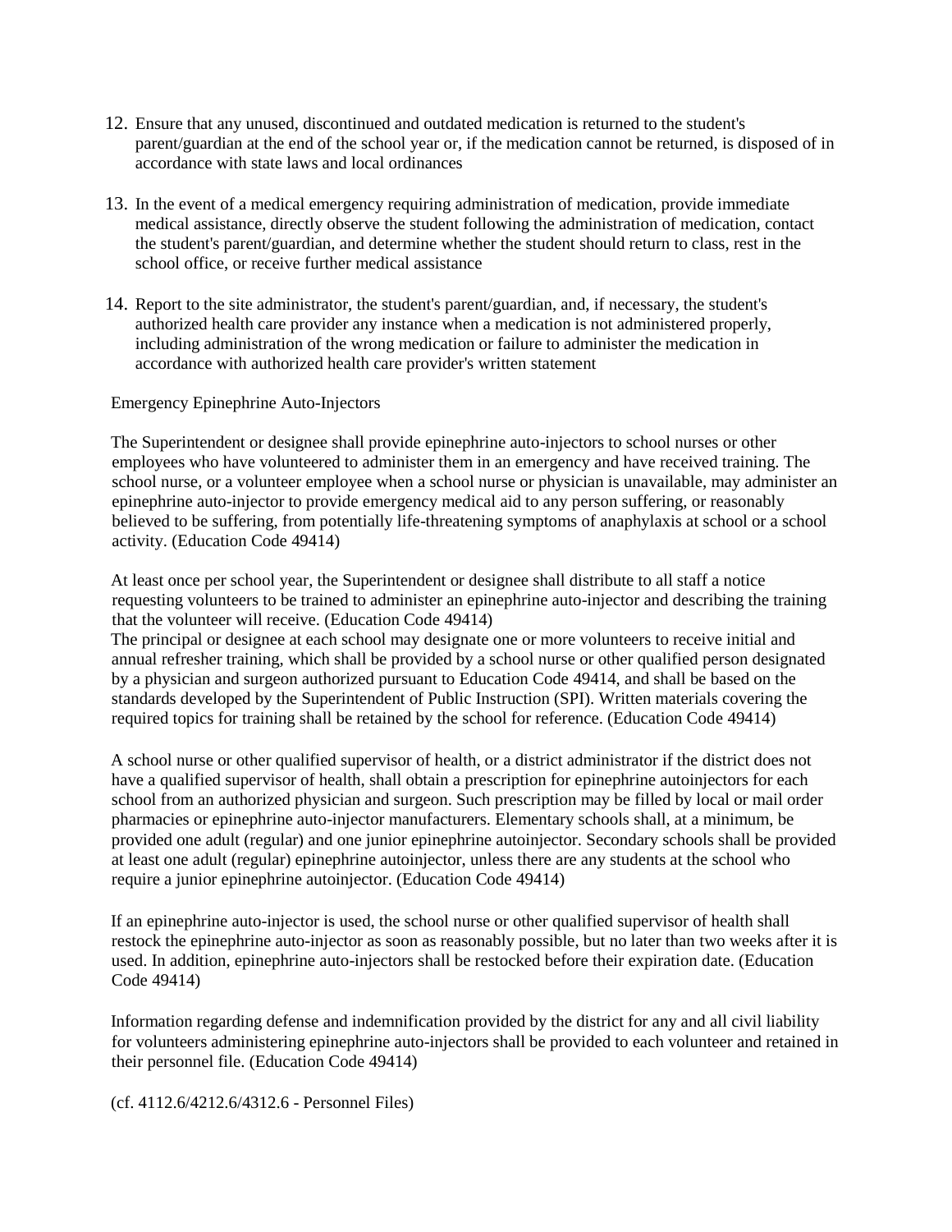12. Ensure that any unused, discontinued and outdated medication is returned to the student's parent/guardian at the end of the school year or, if the medication cannot be returned, is disposed of in accordance with state laws and local ordinances

13. In the event of a medical emergency requiring administration of medication, provide immediate medical assistance, directly observe the student following the administration of medication, contact the student's parent/guardian, and determine whether the student should return to class, rest in the school office, or receive further medical assistance

14. Report to the site administrator, the student's parent/guardian, and, if necessary, the student's authorized health care provider any instance when a medication is not administered properly, including administration of the wrong medication or failure to administer the medication in accordance with authorized health care provider's written statement

Emergency Epinephrine Auto-Injectors

The Superintendent or designee shall provide epinephrine auto-injectors to school nurses or other employees who have volunteered to administer them in an emergency and have received training. The school nurse, or a volunteer employee when a school nurse or physician is unavailable, may administer an epinephrine auto-injector to provide emergency medical aid to any person suffering, or reasonably believed to be suffering, from potentially life-threatening symptoms of anaphylaxis at school or a school activity. (Education Code 49414)

At least once per school year, the Superintendent or designee shall distribute to all staff a notice requesting volunteers to be trained to administer an epinephrine auto-injector and describing the training that the volunteer will receive. (Education Code 49414)
The principal or designee at each school may designate one or more volunteers to receive initial and annual refresher training, which shall be provided by a school nurse or other qualified person designated by a physician and surgeon authorized pursuant to Education Code 49414, and shall be based on the standards developed by the Superintendent of Public Instruction (SPI). Written materials covering the required topics for training shall be retained by the school for reference. (Education Code 49414)

A school nurse or other qualified supervisor of health, or a district administrator if the district does not have a qualified supervisor of health, shall obtain a prescription for epinephrine autoinjectors for each school from an authorized physician and surgeon. Such prescription may be filled by local or mail order pharmacies or epinephrine auto-injector manufacturers. Elementary schools shall, at a minimum, be provided one adult (regular) and one junior epinephrine autoinjector. Secondary schools shall be provided at least one adult (regular) epinephrine autoinjector, unless there are any students at the school who require a junior epinephrine autoinjector. (Education Code 49414)

If an epinephrine auto-injector is used, the school nurse or other qualified supervisor of health shall restock the epinephrine auto-injector as soon as reasonably possible, but no later than two weeks after it is used. In addition, epinephrine auto-injectors shall be restocked before their expiration date. (Education Code 49414)

Information regarding defense and indemnification provided by the district for any and all civil liability for volunteers administering epinephrine auto-injectors shall be provided to each volunteer and retained in their personnel file. (Education Code 49414)

(cf. 4112.6/4212.6/4312.6 - Personnel Files)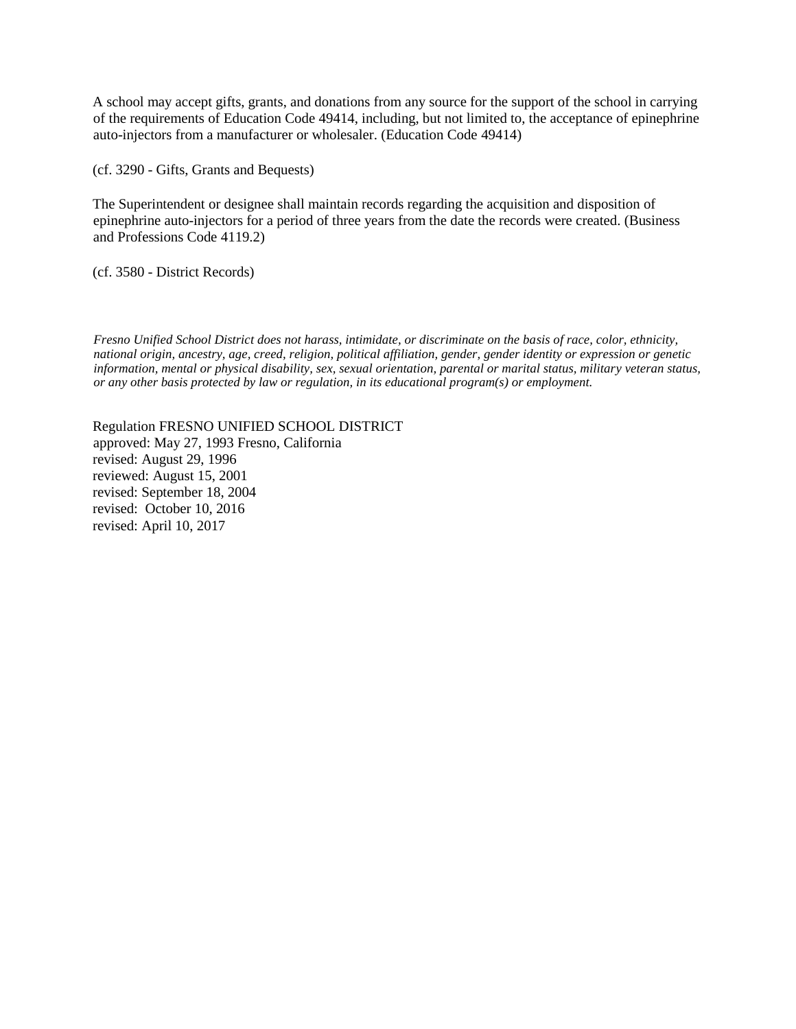A school may accept gifts, grants, and donations from any source for the support of the school in carrying of the requirements of Education Code 49414, including, but not limited to, the acceptance of epinephrine auto-injectors from a manufacturer or wholesaler. (Education Code 49414)

(cf. 3290 - Gifts, Grants and Bequests)

The Superintendent or designee shall maintain records regarding the acquisition and disposition of epinephrine auto-injectors for a period of three years from the date the records were created. (Business and Professions Code 4119.2)

(cf. 3580 - District Records)

*Fresno Unified School District does not harass, intimidate, or discriminate on the basis of race, color, ethnicity, national origin, ancestry, age, creed, religion, political affiliation, gender, gender identity or expression or genetic information, mental or physical disability, sex, sexual orientation, parental or marital status, military veteran status, or any other basis protected by law or regulation, in its educational program(s) or employment.*

Regulation FRESNO UNIFIED SCHOOL DISTRICT
approved: May 27, 1993 Fresno, California
revised: August 29, 1996
reviewed: August 15, 2001
revised: September 18, 2004
revised: October 10, 2016
revised: April 10, 2017